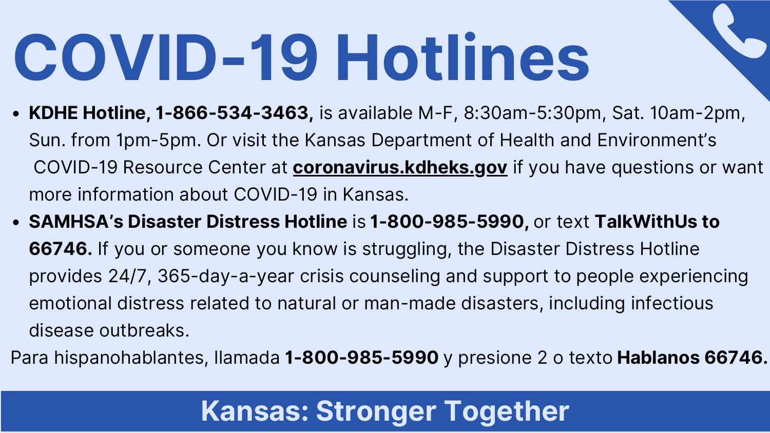# COVID-19 Hotlines

- **KDHE Hotline, 1-866-534-3463,** is available M-F, 8:30am-5:30pm, Sat. 10am-2pm, Sun. from 1pm-5pm. Or visit the Kansas Department of Health and Environment's COVID-19 Resource Center at **coronavirus.kdheks.gov** if you have questions or want more information about COVID-19 in Kansas.
- **SAMHSA's Disaster Distress Hotline** is **1-800-985-5990,** or text **TalkWithUs to 66746.** If you or someone you know is struggling, the Disaster Distress Hotline provides 24/7, 365-day-a-year crisis counseling and support to people experiencing emotional distress related to natural or man-made disasters, including infectious disease outbreaks.

Para hispanohablantes, llamada **1-800-985-5990** y presione 2 o texto **Hablanos 66746.**

**Kansas: Stronger Together**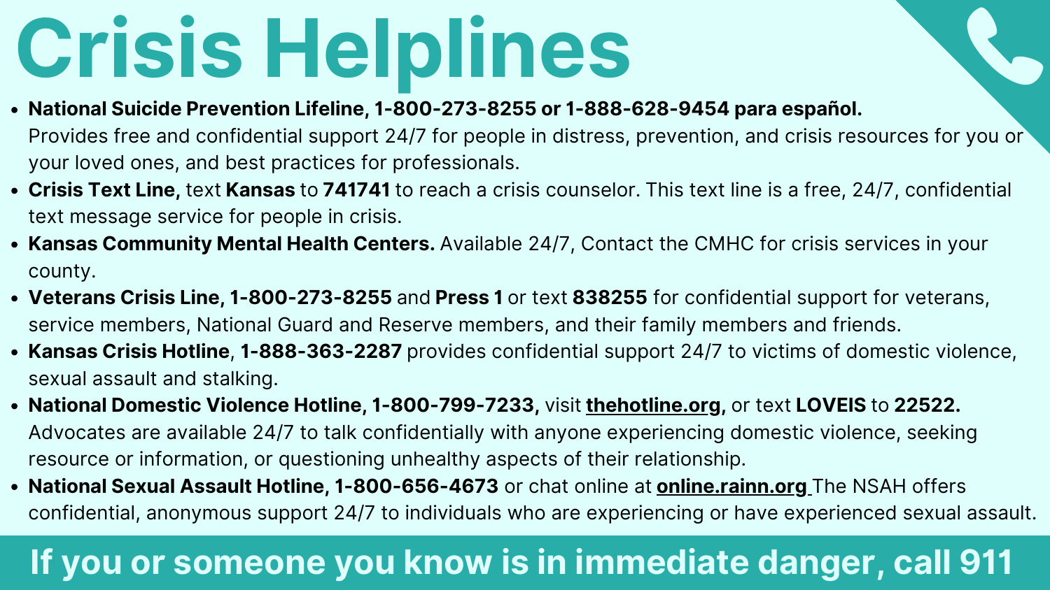# Crisis Helplines

- **National Suicide Prevention Lifeline, 1-800-273-8255 or 1-888-628-9454 para español.** Provides free and confidential support 24/7 for people in distress, prevention, and crisis resources for you or your loved ones, and best practices for professionals.
- **Crisis Text Line,** text **Kansas** to **741741** to reach a crisis counselor. This text line is a free, 24/7, confidential text message service for people in crisis.
- **Kansas Community Mental Health Centers.** Available 24/7, Contact the CMHC for crisis services in your county.
- **Veterans Crisis Line, 1-800-273-8255** and **Press 1** or text **838255** for confidential support for veterans, service members, National Guard and Reserve members, and their family members and friends.
- **Kansas Crisis Hotline**, **1-888-363-2287** provides confidential support 24/7 to victims of domestic violence, sexual assault and stalking.
- **National Domestic Violence Hotline, 1-800-799-7233,** visit **thehotline.org,** or text **LOVEIS** to **22522.** Advocates are available 24/7 to talk confidentially with anyone experiencing domestic violence, seeking resource or information, or questioning unhealthy aspects of their relationship.
- **National Sexual Assault Hotline, 1-800-656-4673** or chat online at **online.rainn.org** The NSAH offers confidential, anonymous support 24/7 to individuals who are experiencing or have experienced sexual assault.

**If you or someone you know is in immediate danger, call 911**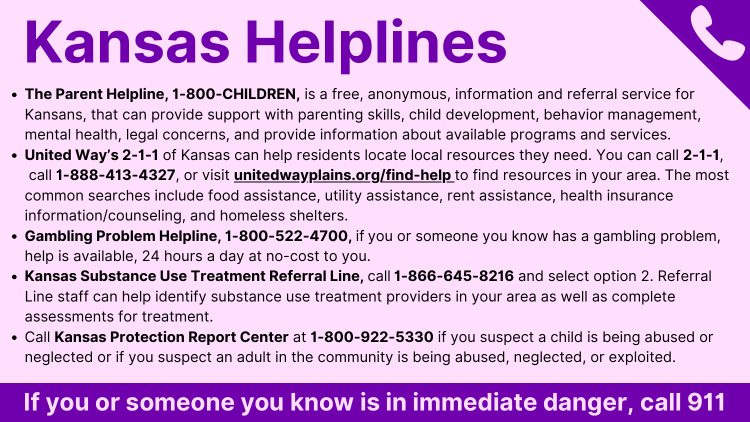# Kansas Helplines

- **The Parent Helpline, 1-800-CHILDREN,** is a free, anonymous, information and referral service for Kansans, that can provide support with parenting skills, child development, behavior management, mental health, legal concerns, and provide information about available programs and services.
- **United Way's 2-1-1** of Kansas can help residents locate local resources they need. You can call **2-1-1**, call **1-888-413-4327**, or visit **unitedwayplains.org/find-help** to find resources in your area. The most common searches include food assistance, utility assistance, rent assistance, health insurance information/counseling, and homeless shelters.
- **Gambling Problem Helpline, 1-800-522-4700,** if you or someone you know has a gambling problem, help is available, 24 hours a day at no-cost to you.
- **Kansas Substance Use Treatment Referral Line,** call **1-866-645-8216** and select option 2. Referral Line staff can help identify substance use treatment providers in your area as well as complete assessments for treatment.
- Call **Kansas Protection Report Center** at **1-800-922-5330** if you suspect a child is being abused or neglected or if you suspect an adult in the community is being abused, neglected, or exploited.

**If you or someone you know is in immediate danger, call 911**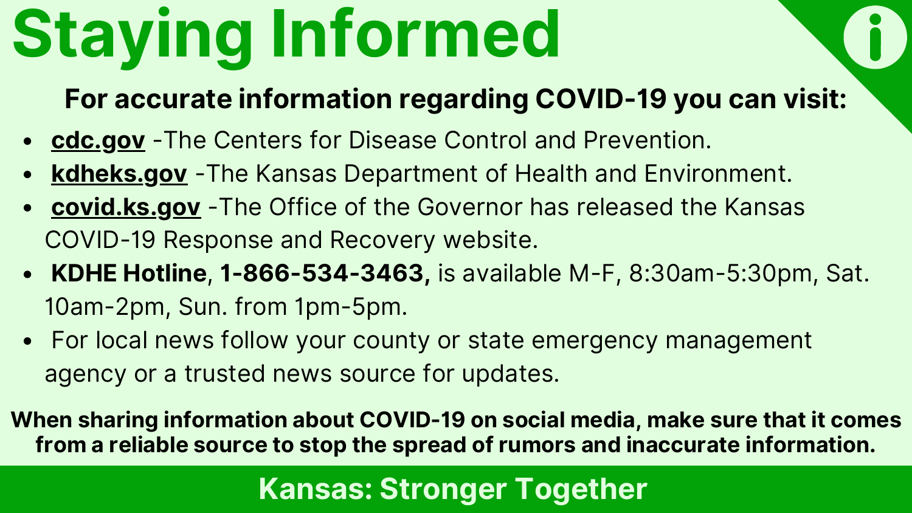# Staying Informed

**For accurate information regarding COVID-19 you can visit:**

- **cdc.gov** -The Centers for Disease Control and Prevention.
- **kdheks.gov** -The Kansas Department of Health and Environment.
- **covid.ks.gov** -The Office of the Governor has released the Kansas COVID-19 Response and Recovery website.
- **KDHE Hotline**, **1-866-534-3463,** is available M-F, 8:30am-5:30pm, Sat. 10am-2pm, Sun. from 1pm-5pm.
- For local news follow your county or state emergency management agency or a trusted news source for updates.

**When sharing information about COVID-19 on social media, make sure that it comes from a reliable source to stop the spread of rumors and inaccurate information.**

**Kansas: Stronger Together**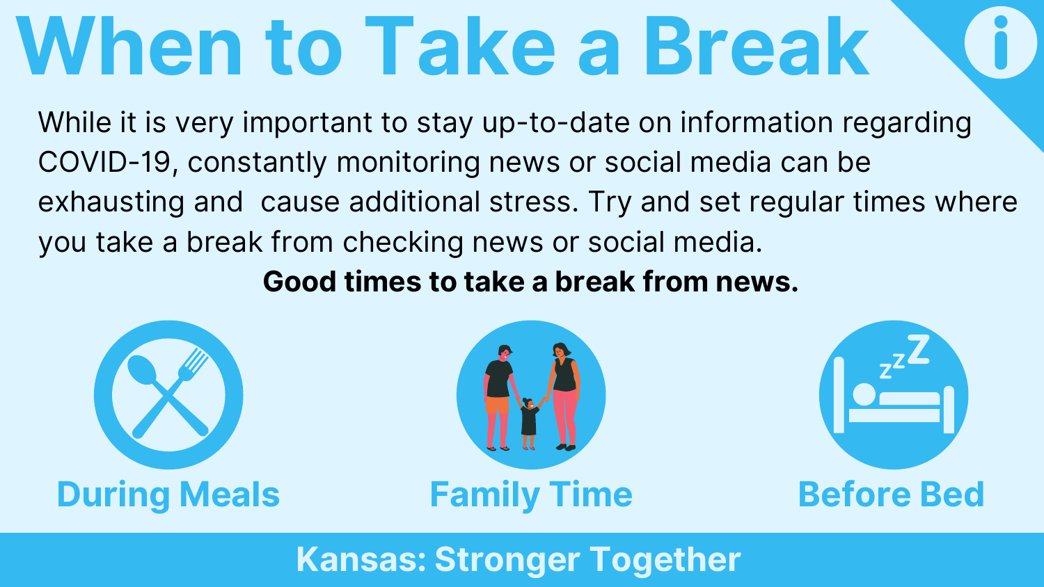# When to Take a Break

While it is very important to stay up-to-date on information regarding COVID-19, constantly monitoring news or social media can be exhausting and cause additional stress. Try and set regular times where you take a break from checking news or social media.

**Good times to take a break from news.**

**During Meals**

**Family Time**

**Before Bed**

**Kansas: Stronger Together**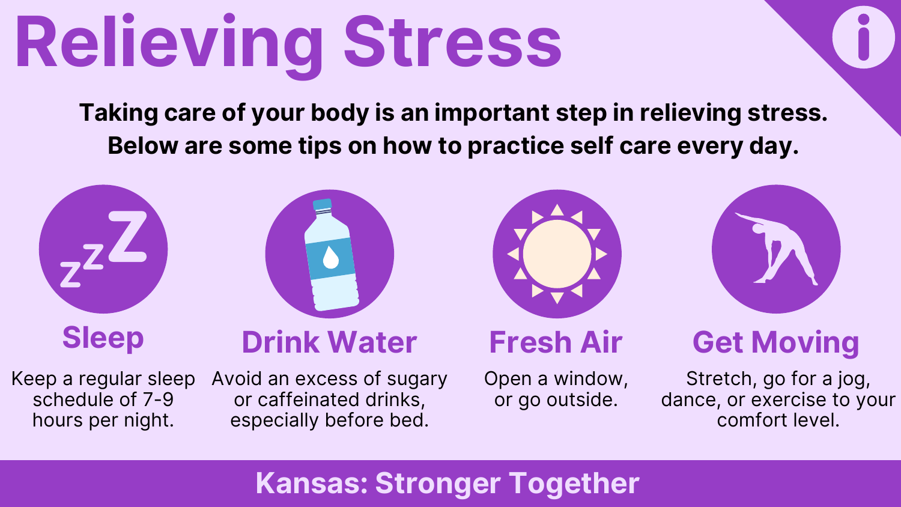# Relieving Stress

**Taking care of your body is an important step in relieving stress. Below are some tips on how to practice self care every day.**

## Sleep

Keep a regular sleep schedule of 7-9 hours per night.

## Drink Water

Avoid an excess of sugary or caffeinated drinks, especially before bed.

## Fresh Air

Open a window, or go outside.

## Get Moving

Stretch, go for a jog, dance, or exercise to your comfort level.

**Kansas: Stronger Together**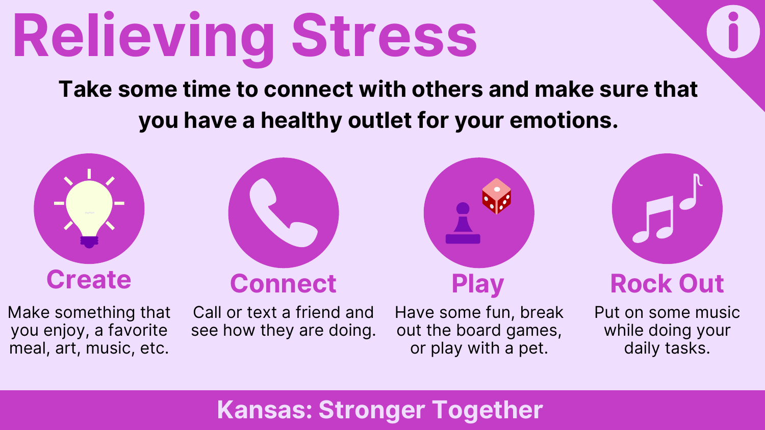# Relieving Stress

**Take some time to connect with others and make sure that you have a healthy outlet for your emotions.**

## Create

Make something that you enjoy, a favorite meal, art, music, etc.

## Connect

Call or text a friend and see how they are doing.

## Play

Have some fun, break out the board games, or play with a pet.

## Rock Out

Put on some music while doing your daily tasks.

**Kansas: Stronger Together**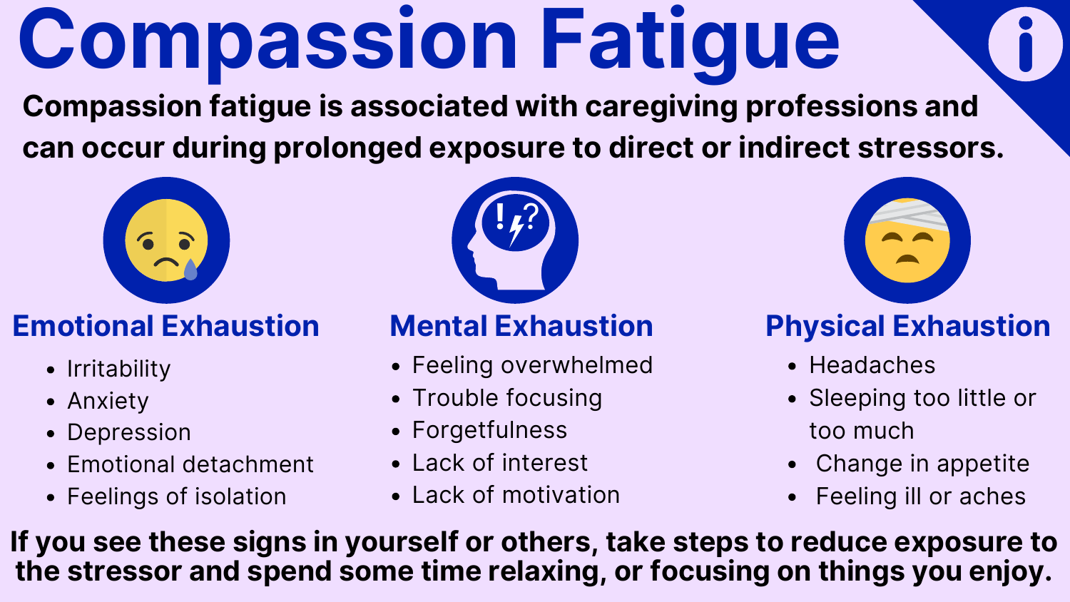# Compassion Fatigue

**Compassion fatigue is associated with caregiving professions and can occur during prolonged exposure to direct or indirect stressors.**

## Emotional Exhaustion

- Irritability
- Anxiety
- Depression
- Emotional detachment
- Feelings of isolation

## Mental Exhaustion

- Feeling overwhelmed
- Trouble focusing
- Forgetfulness
- Lack of interest
- Lack of motivation

## Physical Exhaustion

- Headaches
- Sleeping too little or too much
- Change in appetite
- Feeling ill or aches

**If you see these signs in yourself or others, take steps to reduce exposure to the stressor and spend some time relaxing, or focusing on things you enjoy.**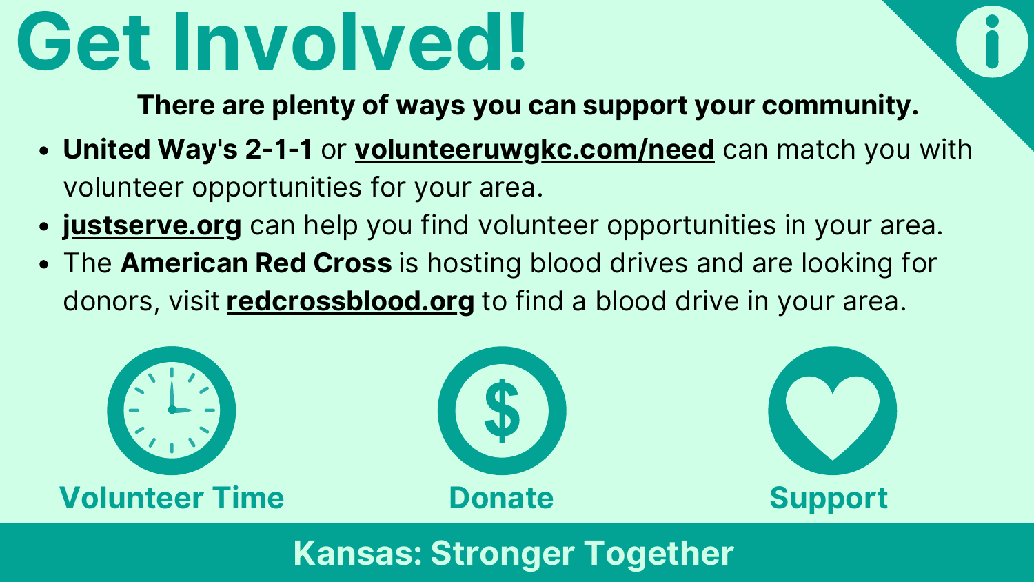# Get Involved!

**There are plenty of ways you can support your community.**

- **United Way's 2-1-1** or **volunteeruwgkc.com/need** can match you with volunteer opportunities for your area.
- **justserve.org** can help you find volunteer opportunities in your area.
- The **American Red Cross** is hosting blood drives and are looking for donors, visit **redcrossblood.org** to find a blood drive in your area.

**Volunteer Time**

**Donate**

**Support**

**Kansas: Stronger Together**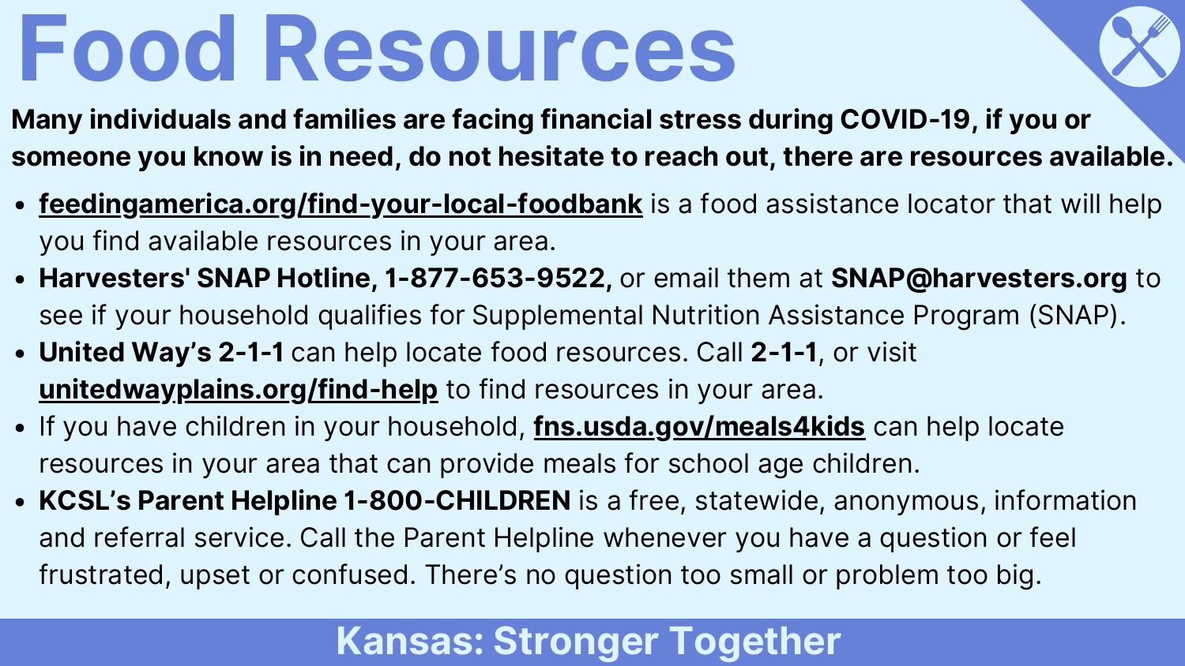# Food Resources

**Many individuals and families are facing financial stress during COVID-19, if you or someone you know is in need, do not hesitate to reach out, there are resources available.**

- **feedingamerica.org/find-your-local-foodbank** is a food assistance locator that will help you find available resources in your area.
- **Harvesters' SNAP Hotline, 1-877-653-9522,** or email them at **SNAP@harvesters.org** to see if your household qualifies for Supplemental Nutrition Assistance Program (SNAP).
- **United Way's 2-1-1** can help locate food resources. Call **2-1-1**, or visit **unitedwayplains.org/find-help** to find resources in your area.
- If you have children in your household, **fns.usda.gov/meals4kids** can help locate resources in your area that can provide meals for school age children.
- **KCSL's Parent Helpline 1-800-CHILDREN** is a free, statewide, anonymous, information and referral service. Call the Parent Helpline whenever you have a question or feel frustrated, upset or confused. There's no question too small or problem too big.

**Kansas: Stronger Together**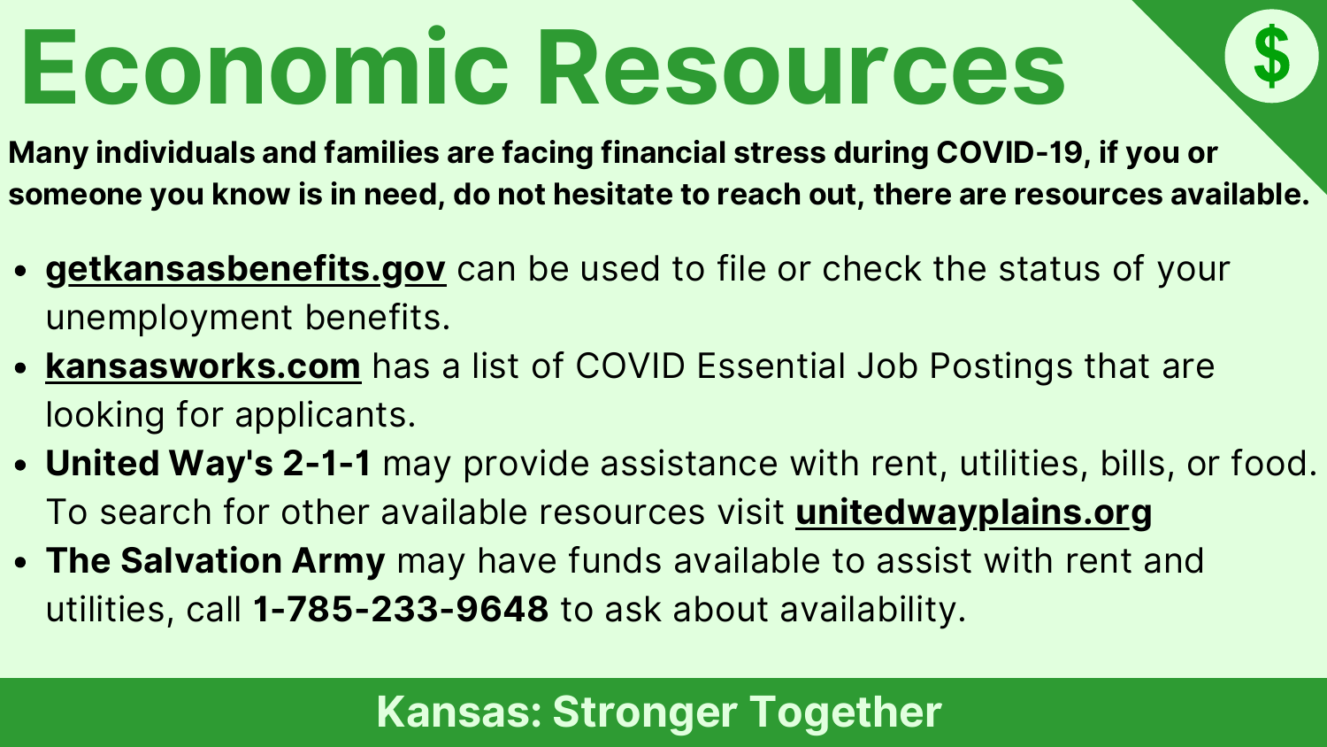# Economic Resources

**Many individuals and families are facing financial stress during COVID-19, if you or someone you know is in need, do not hesitate to reach out, there are resources available.**

- **getkansasbenefits.gov** can be used to file or check the status of your unemployment benefits.
- **kansasworks.com** has a list of COVID Essential Job Postings that are looking for applicants.
- **United Way's 2-1-1** may provide assistance with rent, utilities, bills, or food. To search for other available resources visit **unitedwayplains.org**
- **The Salvation Army** may have funds available to assist with rent and utilities, call **1-785-233-9648** to ask about availability.

**Kansas: Stronger Together**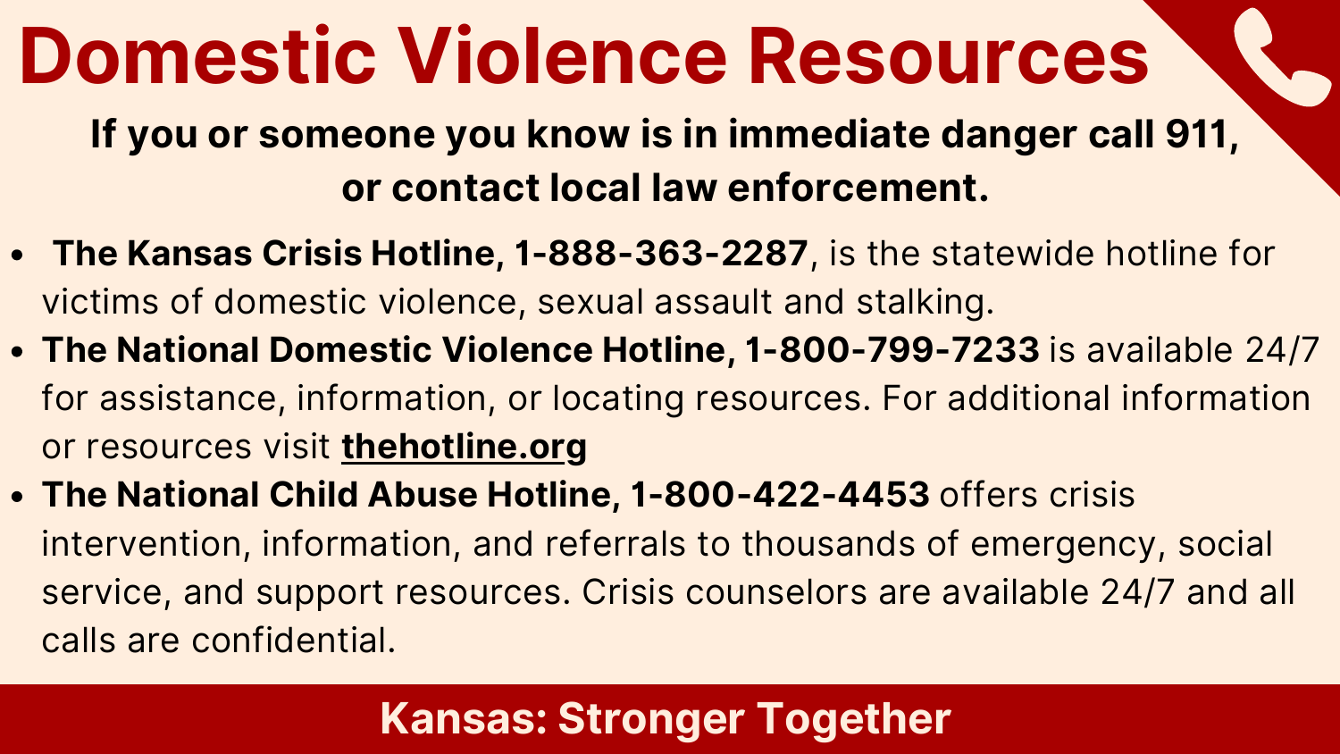# Domestic Violence Resources

**If you or someone you know is in immediate danger call 911, or contact local law enforcement.**

- **The Kansas Crisis Hotline, 1-888-363-2287**, is the statewide hotline for victims of domestic violence, sexual assault and stalking.
- **The National Domestic Violence Hotline, 1-800-799-7233** is available 24/7 for assistance, information, or locating resources. For additional information or resources visit **thehotline.org**
- **The National Child Abuse Hotline, 1-800-422-4453** offers crisis intervention, information, and referrals to thousands of emergency, social service, and support resources. Crisis counselors are available 24/7 and all calls are confidential.

**Kansas: Stronger Together**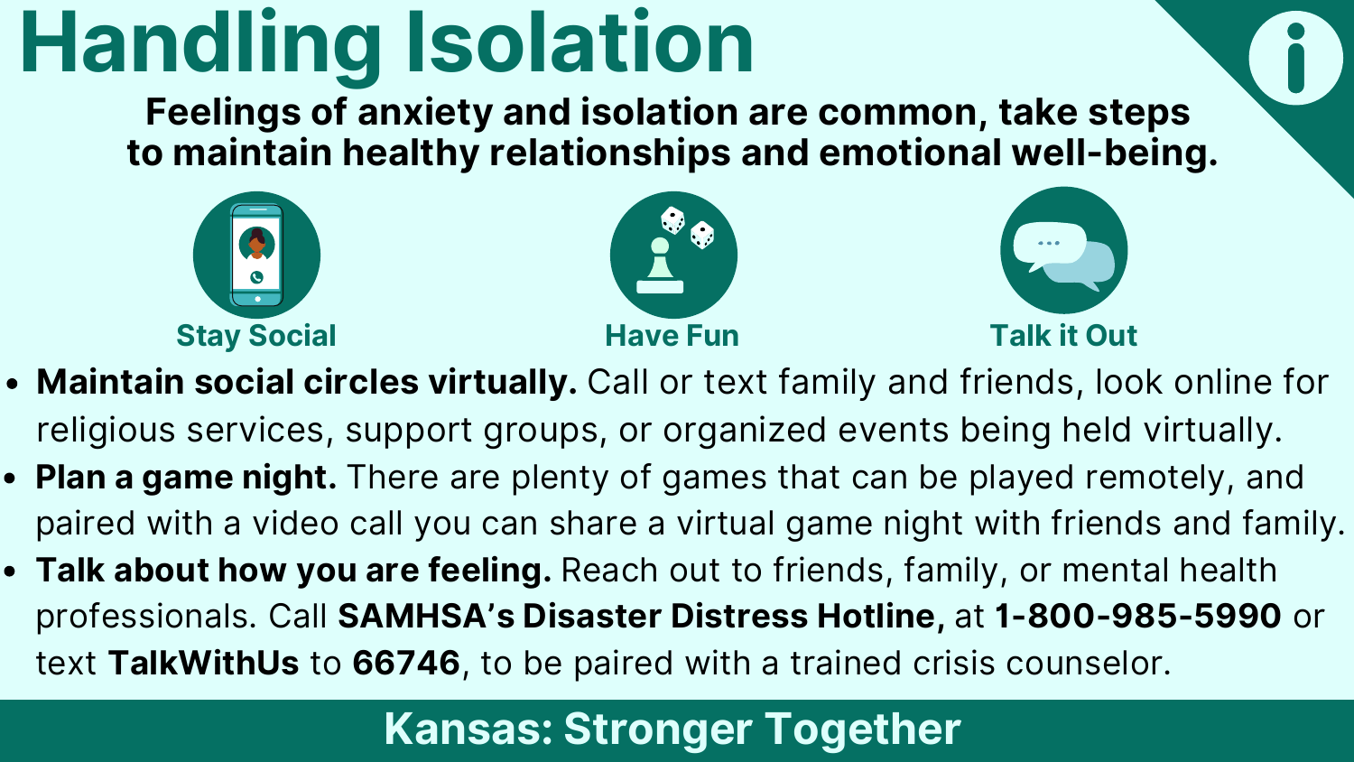# Handling Isolation

**Feelings of anxiety and isolation are common, take steps to maintain healthy relationships and emotional well-being.**

**Stay Social** | **Have Fun** | **Talk it Out**

- **Maintain social circles virtually.** Call or text family and friends, look online for religious services, support groups, or organized events being held virtually.
- **Plan a game night.** There are plenty of games that can be played remotely, and paired with a video call you can share a virtual game night with friends and family.
- **Talk about how you are feeling.** Reach out to friends, family, or mental health professionals. Call **SAMHSA's Disaster Distress Hotline,** at **1-800-985-5990** or text **TalkWithUs** to **66746**, to be paired with a trained crisis counselor.

**Kansas: Stronger Together**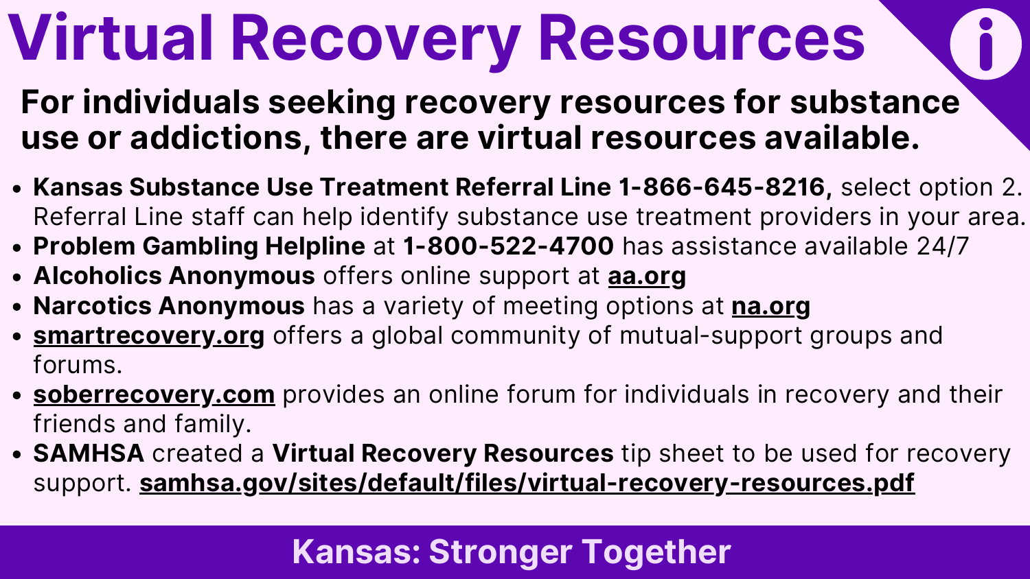# Virtual Recovery Resources

**For individuals seeking recovery resources for substance use or addictions, there are virtual resources available.**

- **Kansas Substance Use Treatment Referral Line 1-866-645-8216,** select option 2. Referral Line staff can help identify substance use treatment providers in your area.
- **Problem Gambling Helpline** at **1-800-522-4700** has assistance available 24/7
- **Alcoholics Anonymous** offers online support at **aa.org**
- **Narcotics Anonymous** has a variety of meeting options at **na.org**
- **smartrecovery.org** offers a global community of mutual-support groups and forums.
- **soberrecovery.com** provides an online forum for individuals in recovery and their friends and family.
- **SAMHSA** created a **Virtual Recovery Resources** tip sheet to be used for recovery support. **samhsa.gov/sites/default/files/virtual-recovery-resources.pdf**

**Kansas: Stronger Together**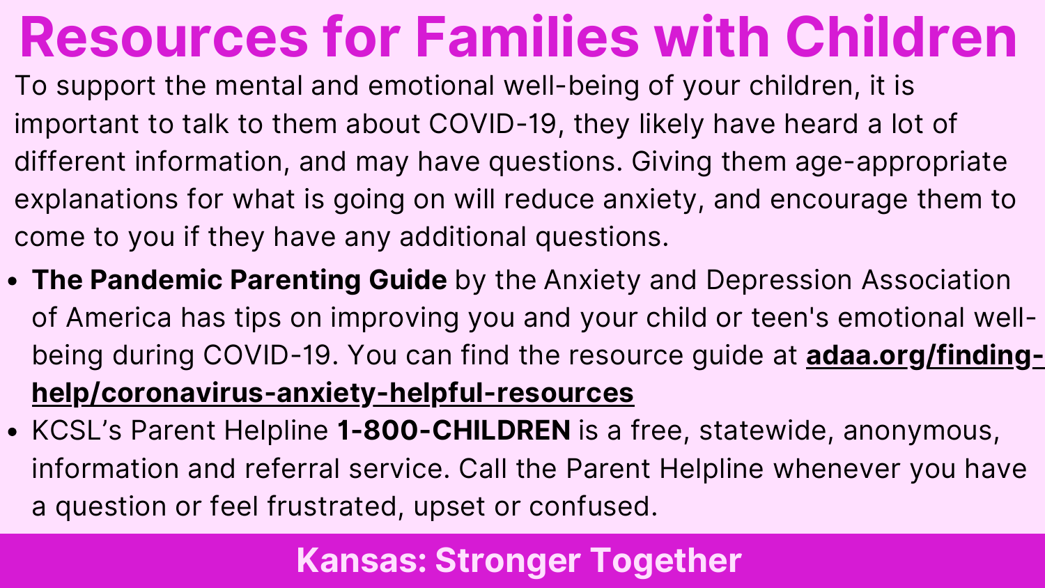# Resources for Families with Children

To support the mental and emotional well-being of your children, it is important to talk to them about COVID-19, they likely have heard a lot of different information, and may have questions. Giving them age-appropriate explanations for what is going on will reduce anxiety, and encourage them to come to you if they have any additional questions.

- **The Pandemic Parenting Guide** by the Anxiety and Depression Association of America has tips on improving you and your child or teen's emotional well-being during COVID-19. You can find the resource guide at **adaa.org/finding-help/coronavirus-anxiety-helpful-resources**
- KCSL's Parent Helpline **1-800-CHILDREN** is a free, statewide, anonymous, information and referral service. Call the Parent Helpline whenever you have a question or feel frustrated, upset or confused.

**Kansas: Stronger Together**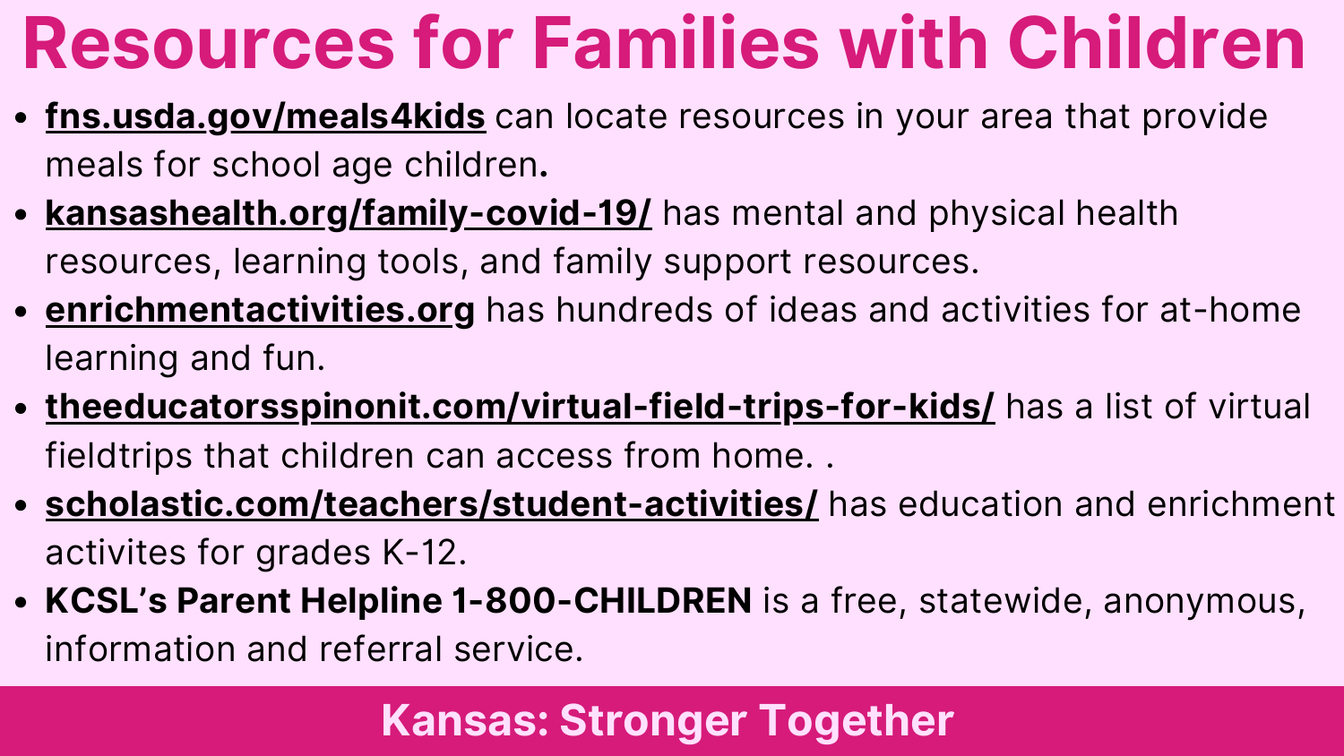# Resources for Families with Children

- **fns.usda.gov/meals4kids** can locate resources in your area that provide meals for school age children**.**
- **kansashealth.org/family-covid-19/** has mental and physical health resources, learning tools, and family support resources.
- **enrichmentactivities.org** has hundreds of ideas and activities for at-home learning and fun.
- **theeducatorsspinonit.com/virtual-field-trips-for-kids/** has a list of virtual fieldtrips that children can access from home. .
- **scholastic.com/teachers/student-activities/** has education and enrichment activites for grades K-12.
- **KCSL's Parent Helpline 1-800-CHILDREN** is a free, statewide, anonymous, information and referral service.

**Kansas: Stronger Together**